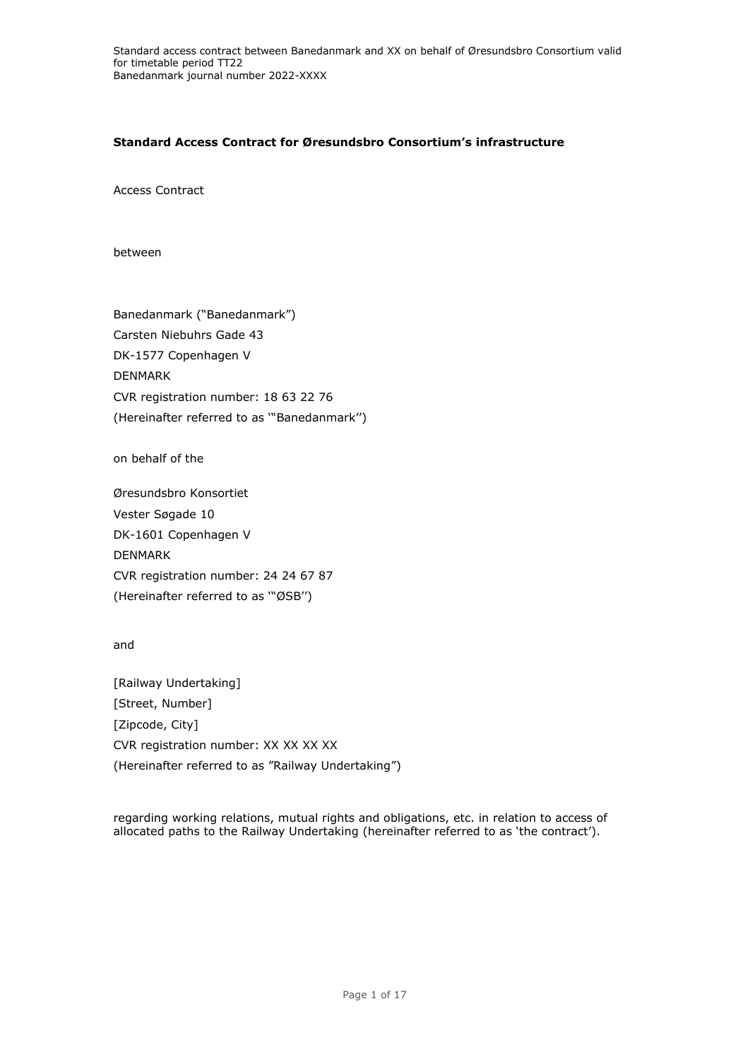**Standard Access Contract for Øresundsbro Consortium's infrastructure**

Access Contract

between

Banedanmark ("Banedanmark")
Carsten Niebuhrs Gade 43
DK-1577 Copenhagen V
DENMARK
CVR registration number: 18 63 22 76
(Hereinafter referred to as '"Banedanmark'')

on behalf of the

Øresundsbro Konsortiet
Vester Søgade 10
DK-1601 Copenhagen V
DENMARK
CVR registration number: 24 24 67 87
(Hereinafter referred to as '"ØSB'')

and

[Railway Undertaking]
[Street, Number]
[Zipcode, City]
CVR registration number: XX XX XX XX
(Hereinafter referred to as "Railway Undertaking")

regarding working relations, mutual rights and obligations, etc. in relation to access of allocated paths to the Railway Undertaking (hereinafter referred to as 'the contract').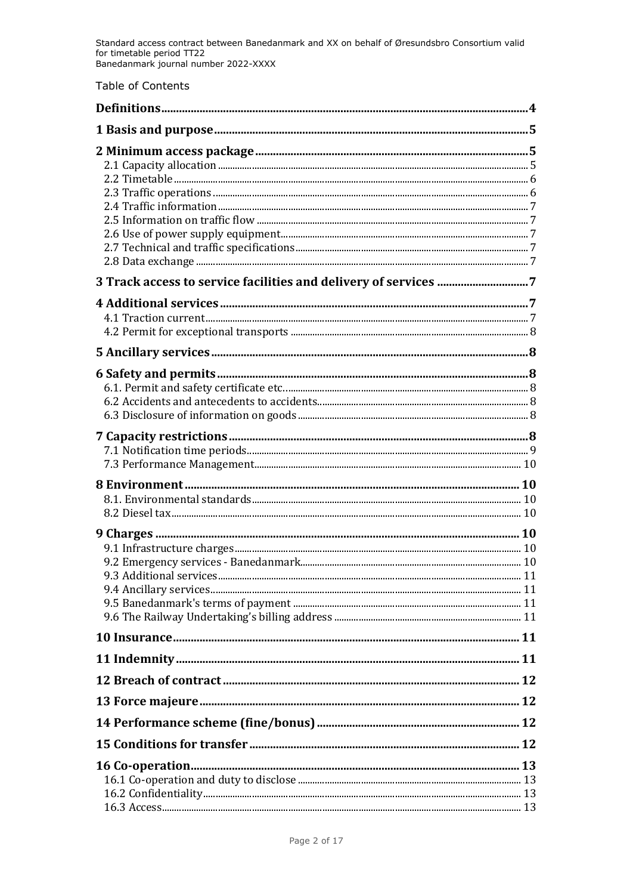Table of Contents

| | |
|---|---|
| **Definitions** | **4** |
| **1 Basis and purpose** | **5** |
| **2 Minimum access package** | **5** |
| 2.1 Capacity allocation | 5 |
| 2.2 Timetable | 6 |
| 2.3 Traffic operations | 6 |
| 2.4 Traffic information | 7 |
| 2.5 Information on traffic flow | 7 |
| 2.6 Use of power supply equipment | 7 |
| 2.7 Technical and traffic specifications | 7 |
| 2.8 Data exchange | 7 |
| **3 Track access to service facilities and delivery of services** | **7** |
| **4 Additional services** | **7** |
| 4.1 Traction current | 7 |
| 4.2 Permit for exceptional transports | 8 |
| **5 Ancillary services** | **8** |
| **6 Safety and permits** | **8** |
| 6.1. Permit and safety certificate etc. | 8 |
| 6.2 Accidents and antecedents to accidents | 8 |
| 6.3 Disclosure of information on goods | 8 |
| **7 Capacity restrictions** | **8** |
| 7.1 Notification time periods | 9 |
| 7.3 Performance Management | 10 |
| **8 Environment** | **10** |
| 8.1. Environmental standards | 10 |
| 8.2 Diesel tax | 10 |
| **9 Charges** | **10** |
| 9.1 Infrastructure charges | 10 |
| 9.2 Emergency services - Banedanmark | 10 |
| 9.3 Additional services | 11 |
| 9.4 Ancillary services | 11 |
| 9.5 Banedanmark's terms of payment | 11 |
| 9.6 The Railway Undertaking's billing address | 11 |
| **10 Insurance** | **11** |
| **11 Indemnity** | **11** |
| **12 Breach of contract** | **12** |
| **13 Force majeure** | **12** |
| **14 Performance scheme (fine/bonus)** | **12** |
| **15 Conditions for transfer** | **12** |
| **16 Co-operation** | **13** |
| 16.1 Co-operation and duty to disclose | 13 |
| 16.2 Confidentiality | 13 |
| 16.3 Access | 13 |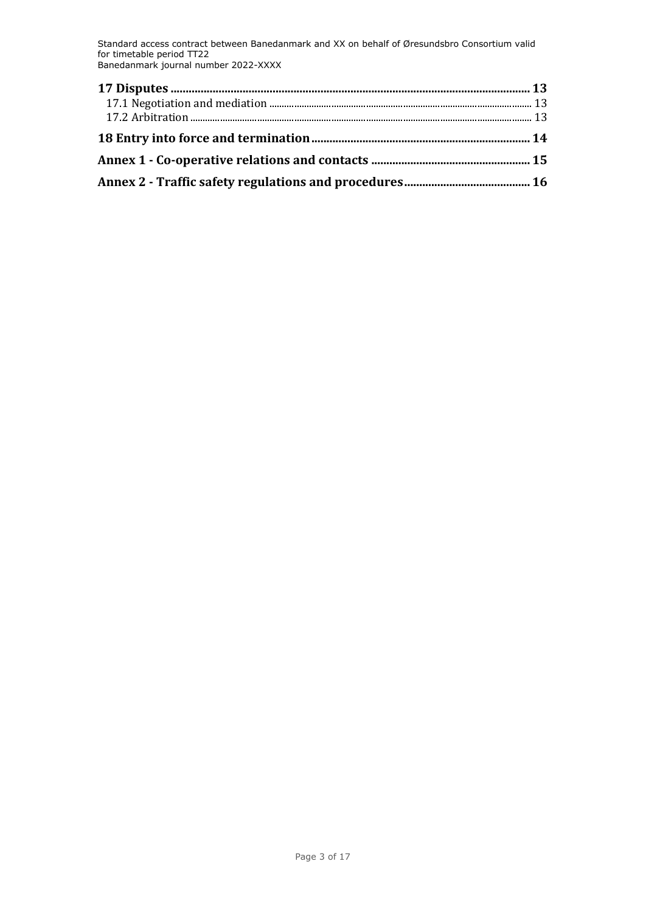**17 Disputes** ........................................................................................................................ 13

17.1 Negotiation and mediation .......................................................................................... 13

17.2 Arbitration ...................................................................................................................... 13

**18 Entry into force and termination** ........................................................................ 14

**Annex 1 - Co-operative relations and contacts** .................................................... 15

**Annex 2 - Traffic safety regulations and procedures** .......................................... 16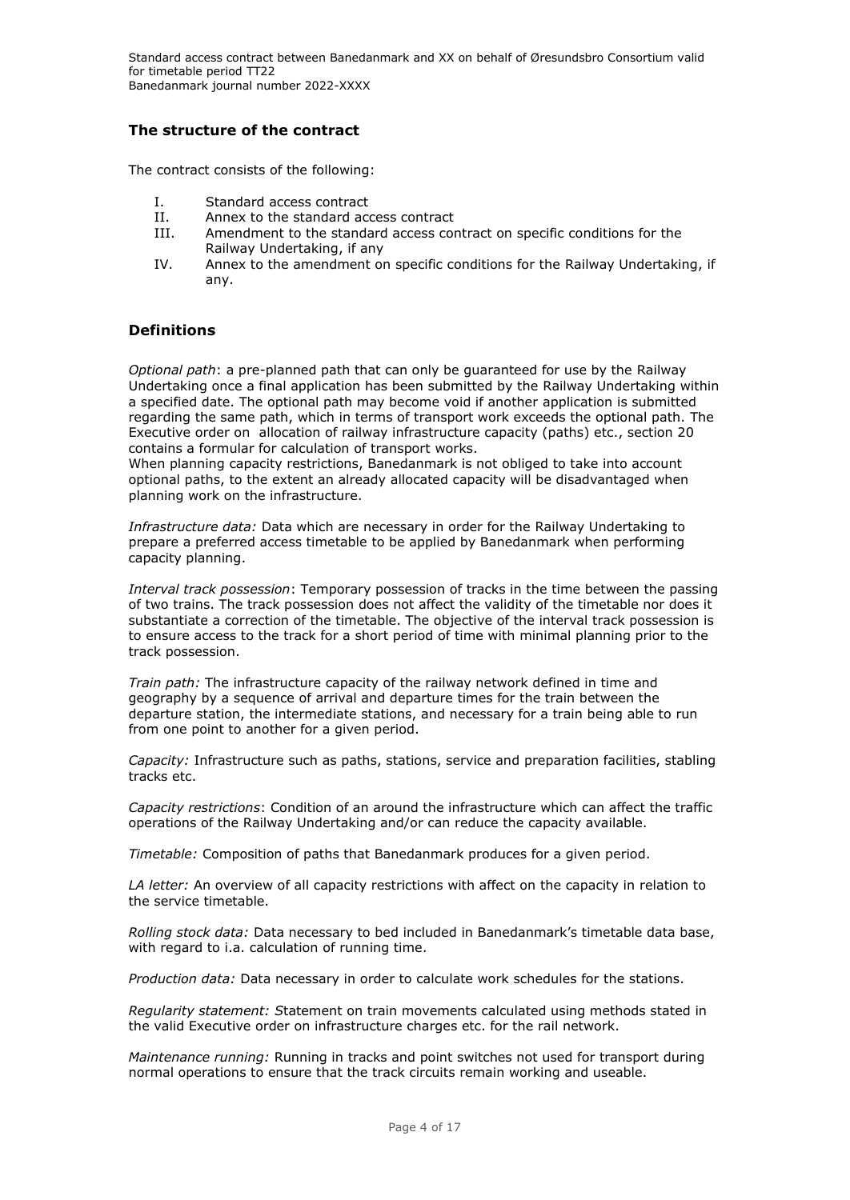## The structure of the contract

The contract consists of the following:

I. Standard access contract
II. Annex to the standard access contract
III. Amendment to the standard access contract on specific conditions for the Railway Undertaking, if any
IV. Annex to the amendment on specific conditions for the Railway Undertaking, if any.

## Definitions

*Optional path*: a pre-planned path that can only be guaranteed for use by the Railway Undertaking once a final application has been submitted by the Railway Undertaking within a specified date. The optional path may become void if another application is submitted regarding the same path, which in terms of transport work exceeds the optional path. The Executive order on allocation of railway infrastructure capacity (paths) etc., section 20 contains a formular for calculation of transport works.
When planning capacity restrictions, Banedanmark is not obliged to take into account optional paths, to the extent an already allocated capacity will be disadvantaged when planning work on the infrastructure.

*Infrastructure data:* Data which are necessary in order for the Railway Undertaking to prepare a preferred access timetable to be applied by Banedanmark when performing capacity planning.

*Interval track possession*: Temporary possession of tracks in the time between the passing of two trains. The track possession does not affect the validity of the timetable nor does it substantiate a correction of the timetable. The objective of the interval track possession is to ensure access to the track for a short period of time with minimal planning prior to the track possession.

*Train path:* The infrastructure capacity of the railway network defined in time and geography by a sequence of arrival and departure times for the train between the departure station, the intermediate stations, and necessary for a train being able to run from one point to another for a given period.

*Capacity:* Infrastructure such as paths, stations, service and preparation facilities, stabling tracks etc.

*Capacity restrictions*: Condition of an around the infrastructure which can affect the traffic operations of the Railway Undertaking and/or can reduce the capacity available.

*Timetable:* Composition of paths that Banedanmark produces for a given period.

*LA letter:* An overview of all capacity restrictions with affect on the capacity in relation to the service timetable.

*Rolling stock data:* Data necessary to bed included in Banedanmark's timetable data base, with regard to i.a. calculation of running time.

*Production data:* Data necessary in order to calculate work schedules for the stations.

*Regularity statement: S*tatement on train movements calculated using methods stated in the valid Executive order on infrastructure charges etc. for the rail network.

*Maintenance running:* Running in tracks and point switches not used for transport during normal operations to ensure that the track circuits remain working and useable.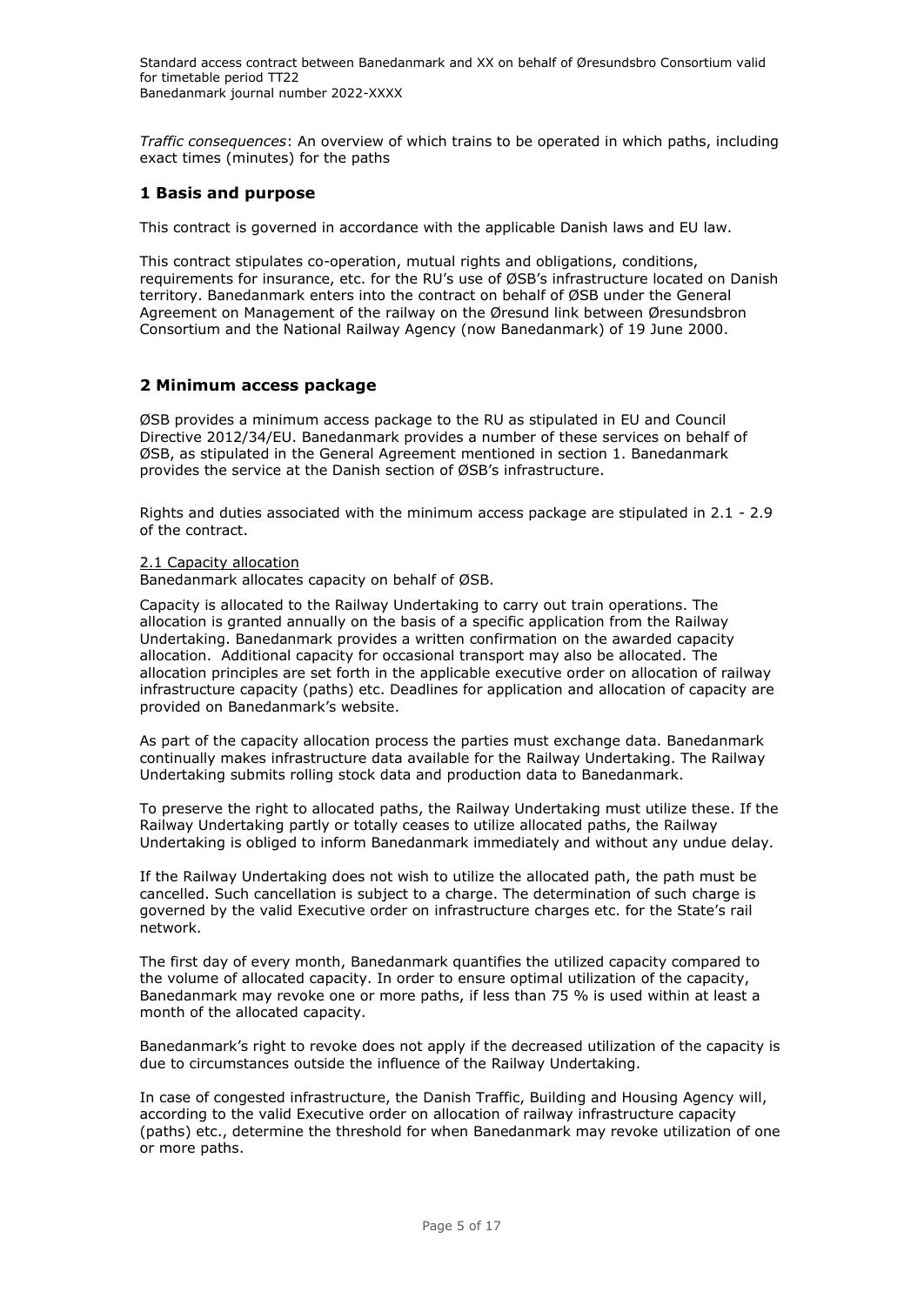*Traffic consequences*: An overview of which trains to be operated in which paths, including exact times (minutes) for the paths

## 1 Basis and purpose

This contract is governed in accordance with the applicable Danish laws and EU law.

This contract stipulates co-operation, mutual rights and obligations, conditions, requirements for insurance, etc. for the RU's use of ØSB's infrastructure located on Danish territory. Banedanmark enters into the contract on behalf of ØSB under the General Agreement on Management of the railway on the Øresund link between Øresundsbron Consortium and the National Railway Agency (now Banedanmark) of 19 June 2000.

## 2 Minimum access package

ØSB provides a minimum access package to the RU as stipulated in EU and Council Directive 2012/34/EU. Banedanmark provides a number of these services on behalf of ØSB, as stipulated in the General Agreement mentioned in section 1. Banedanmark provides the service at the Danish section of ØSB's infrastructure.

Rights and duties associated with the minimum access package are stipulated in 2.1 - 2.9 of the contract.

### 2.1 Capacity allocation

Banedanmark allocates capacity on behalf of ØSB.

Capacity is allocated to the Railway Undertaking to carry out train operations. The allocation is granted annually on the basis of a specific application from the Railway Undertaking. Banedanmark provides a written confirmation on the awarded capacity allocation. Additional capacity for occasional transport may also be allocated. The allocation principles are set forth in the applicable executive order on allocation of railway infrastructure capacity (paths) etc. Deadlines for application and allocation of capacity are provided on Banedanmark's website.

As part of the capacity allocation process the parties must exchange data. Banedanmark continually makes infrastructure data available for the Railway Undertaking. The Railway Undertaking submits rolling stock data and production data to Banedanmark.

To preserve the right to allocated paths, the Railway Undertaking must utilize these. If the Railway Undertaking partly or totally ceases to utilize allocated paths, the Railway Undertaking is obliged to inform Banedanmark immediately and without any undue delay.

If the Railway Undertaking does not wish to utilize the allocated path, the path must be cancelled. Such cancellation is subject to a charge. The determination of such charge is governed by the valid Executive order on infrastructure charges etc. for the State's rail network.

The first day of every month, Banedanmark quantifies the utilized capacity compared to the volume of allocated capacity. In order to ensure optimal utilization of the capacity, Banedanmark may revoke one or more paths, if less than 75 % is used within at least a month of the allocated capacity.

Banedanmark's right to revoke does not apply if the decreased utilization of the capacity is due to circumstances outside the influence of the Railway Undertaking.

In case of congested infrastructure, the Danish Traffic, Building and Housing Agency will, according to the valid Executive order on allocation of railway infrastructure capacity (paths) etc., determine the threshold for when Banedanmark may revoke utilization of one or more paths.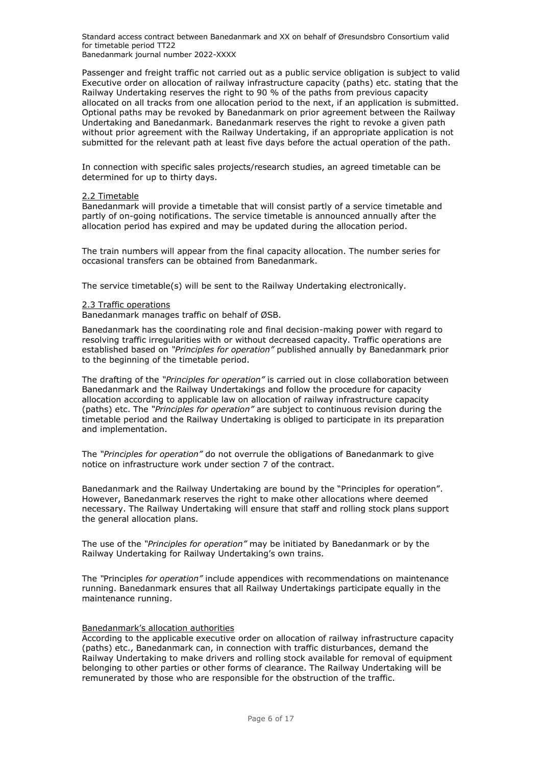Passenger and freight traffic not carried out as a public service obligation is subject to valid Executive order on allocation of railway infrastructure capacity (paths) etc. stating that the Railway Undertaking reserves the right to 90 % of the paths from previous capacity allocated on all tracks from one allocation period to the next, if an application is submitted. Optional paths may be revoked by Banedanmark on prior agreement between the Railway Undertaking and Banedanmark. Banedanmark reserves the right to revoke a given path without prior agreement with the Railway Undertaking, if an appropriate application is not submitted for the relevant path at least five days before the actual operation of the path.

In connection with specific sales projects/research studies, an agreed timetable can be determined for up to thirty days.

### 2.2 Timetable

Banedanmark will provide a timetable that will consist partly of a service timetable and partly of on-going notifications. The service timetable is announced annually after the allocation period has expired and may be updated during the allocation period.

The train numbers will appear from the final capacity allocation. The number series for occasional transfers can be obtained from Banedanmark.

The service timetable(s) will be sent to the Railway Undertaking electronically.

### 2.3 Traffic operations

Banedanmark manages traffic on behalf of ØSB.

Banedanmark has the coordinating role and final decision-making power with regard to resolving traffic irregularities with or without decreased capacity. Traffic operations are established based on *"Principles for operation"* published annually by Banedanmark prior to the beginning of the timetable period.

The drafting of the *"Principles for operation"* is carried out in close collaboration between Banedanmark and the Railway Undertakings and follow the procedure for capacity allocation according to applicable law on allocation of railway infrastructure capacity (paths) etc. The *"Principles for operation"* are subject to continuous revision during the timetable period and the Railway Undertaking is obliged to participate in its preparation and implementation.

The *"Principles for operation"* do not overrule the obligations of Banedanmark to give notice on infrastructure work under section 7 of the contract.

Banedanmark and the Railway Undertaking are bound by the "Principles for operation". However, Banedanmark reserves the right to make other allocations where deemed necessary. The Railway Undertaking will ensure that staff and rolling stock plans support the general allocation plans.

The use of the *"Principles for operation"* may be initiated by Banedanmark or by the Railway Undertaking for Railway Undertaking's own trains.

The *"*Principles *for operation"* include appendices with recommendations on maintenance running. Banedanmark ensures that all Railway Undertakings participate equally in the maintenance running.

#### Banedanmark's allocation authorities

According to the applicable executive order on allocation of railway infrastructure capacity (paths) etc., Banedanmark can, in connection with traffic disturbances, demand the Railway Undertaking to make drivers and rolling stock available for removal of equipment belonging to other parties or other forms of clearance. The Railway Undertaking will be remunerated by those who are responsible for the obstruction of the traffic.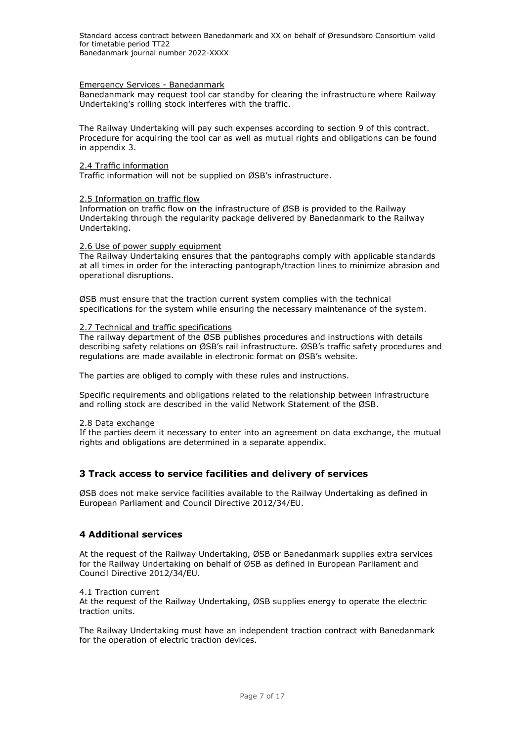Emergency Services - Banedanmark

Banedanmark may request tool car standby for clearing the infrastructure where Railway Undertaking's rolling stock interferes with the traffic.

The Railway Undertaking will pay such expenses according to section 9 of this contract. Procedure for acquiring the tool car as well as mutual rights and obligations can be found in appendix 3.

2.4 Traffic information

Traffic information will not be supplied on ØSB's infrastructure.

2.5 Information on traffic flow

Information on traffic flow on the infrastructure of ØSB is provided to the Railway Undertaking through the regularity package delivered by Banedanmark to the Railway Undertaking.

2.6 Use of power supply equipment

The Railway Undertaking ensures that the pantographs comply with applicable standards at all times in order for the interacting pantograph/traction lines to minimize abrasion and operational disruptions.

ØSB must ensure that the traction current system complies with the technical specifications for the system while ensuring the necessary maintenance of the system.

2.7 Technical and traffic specifications

The railway department of the ØSB publishes procedures and instructions with details describing safety relations on ØSB's rail infrastructure. ØSB's traffic safety procedures and regulations are made available in electronic format on ØSB's website.

The parties are obliged to comply with these rules and instructions.

Specific requirements and obligations related to the relationship between infrastructure and rolling stock are described in the valid Network Statement of the ØSB.

2.8 Data exchange

If the parties deem it necessary to enter into an agreement on data exchange, the mutual rights and obligations are determined in a separate appendix.

## 3 Track access to service facilities and delivery of services

ØSB does not make service facilities available to the Railway Undertaking as defined in European Parliament and Council Directive 2012/34/EU.

## 4 Additional services

At the request of the Railway Undertaking, ØSB or Banedanmark supplies extra services for the Railway Undertaking on behalf of ØSB as defined in European Parliament and Council Directive 2012/34/EU.

4.1 Traction current

At the request of the Railway Undertaking, ØSB supplies energy to operate the electric traction units.

The Railway Undertaking must have an independent traction contract with Banedanmark for the operation of electric traction devices.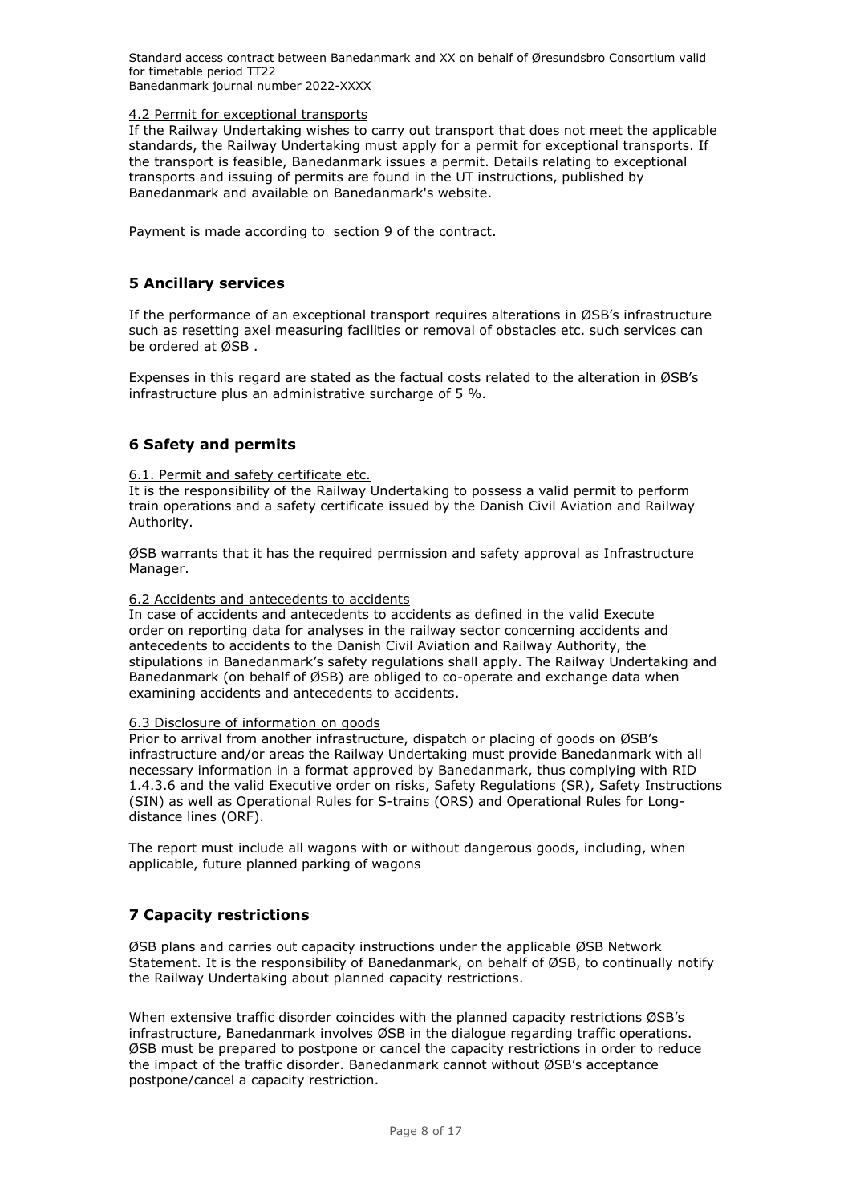4.2 Permit for exceptional transports

If the Railway Undertaking wishes to carry out transport that does not meet the applicable standards, the Railway Undertaking must apply for a permit for exceptional transports. If the transport is feasible, Banedanmark issues a permit. Details relating to exceptional transports and issuing of permits are found in the UT instructions, published by Banedanmark and available on Banedanmark's website.

Payment is made according to section 9 of the contract.

## 5 Ancillary services

If the performance of an exceptional transport requires alterations in ØSB's infrastructure such as resetting axel measuring facilities or removal of obstacles etc. such services can be ordered at ØSB .

Expenses in this regard are stated as the factual costs related to the alteration in ØSB's infrastructure plus an administrative surcharge of 5 %.

## 6 Safety and permits

6.1. Permit and safety certificate etc.

It is the responsibility of the Railway Undertaking to possess a valid permit to perform train operations and a safety certificate issued by the Danish Civil Aviation and Railway Authority.

ØSB warrants that it has the required permission and safety approval as Infrastructure Manager.

6.2 Accidents and antecedents to accidents

In case of accidents and antecedents to accidents as defined in the valid Execute order on reporting data for analyses in the railway sector concerning accidents and antecedents to accidents to the Danish Civil Aviation and Railway Authority, the stipulations in Banedanmark's safety regulations shall apply. The Railway Undertaking and Banedanmark (on behalf of ØSB) are obliged to co-operate and exchange data when examining accidents and antecedents to accidents.

6.3 Disclosure of information on goods

Prior to arrival from another infrastructure, dispatch or placing of goods on ØSB's infrastructure and/or areas the Railway Undertaking must provide Banedanmark with all necessary information in a format approved by Banedanmark, thus complying with RID 1.4.3.6 and the valid Executive order on risks, Safety Regulations (SR), Safety Instructions (SIN) as well as Operational Rules for S-trains (ORS) and Operational Rules for Long-distance lines (ORF).

The report must include all wagons with or without dangerous goods, including, when applicable, future planned parking of wagons

## 7 Capacity restrictions

ØSB plans and carries out capacity instructions under the applicable ØSB Network Statement. It is the responsibility of Banedanmark, on behalf of ØSB, to continually notify the Railway Undertaking about planned capacity restrictions.

When extensive traffic disorder coincides with the planned capacity restrictions ØSB's infrastructure, Banedanmark involves ØSB in the dialogue regarding traffic operations. ØSB must be prepared to postpone or cancel the capacity restrictions in order to reduce the impact of the traffic disorder. Banedanmark cannot without ØSB's acceptance postpone/cancel a capacity restriction.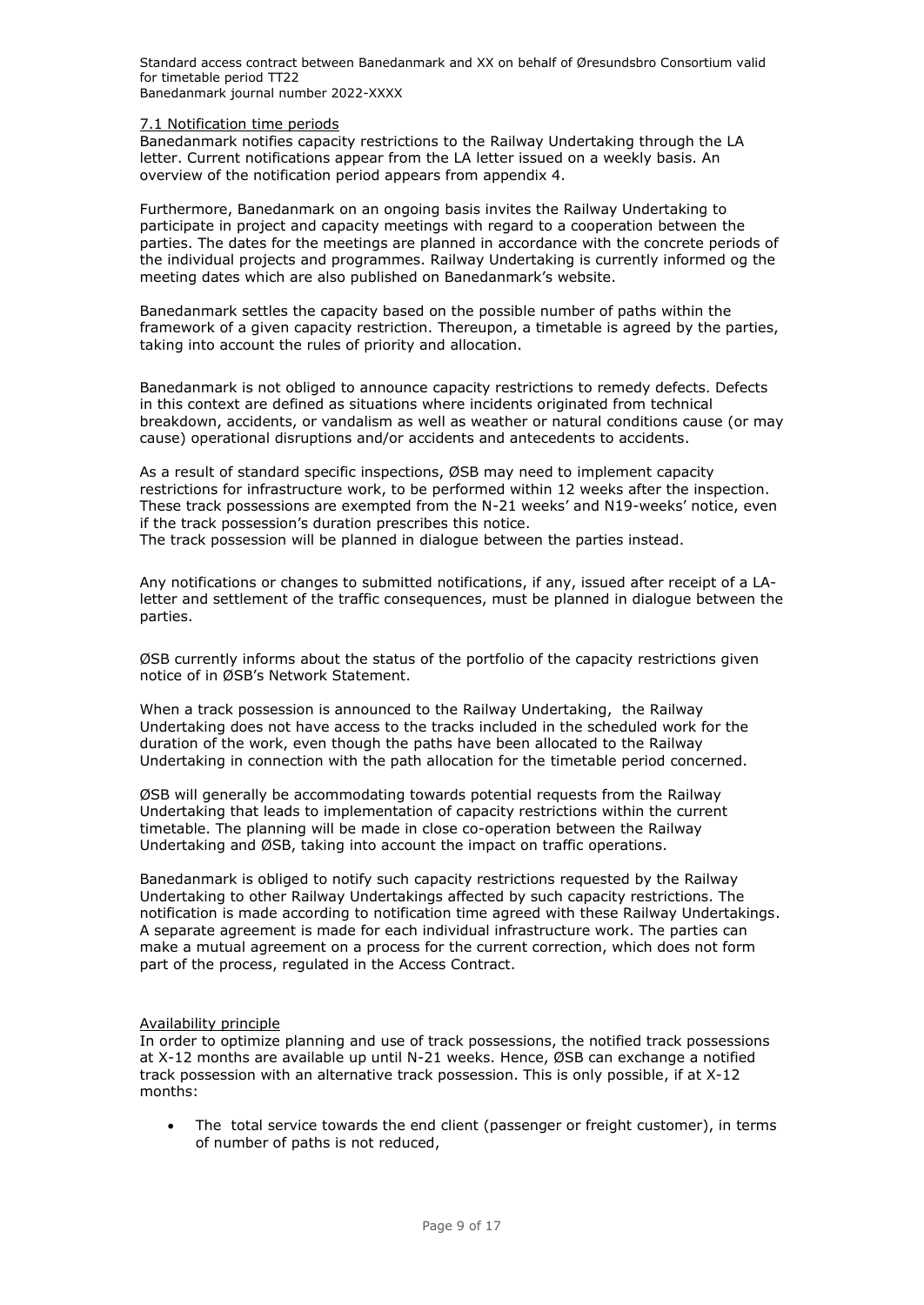7.1 Notification time periods

Banedanmark notifies capacity restrictions to the Railway Undertaking through the LA letter. Current notifications appear from the LA letter issued on a weekly basis. An overview of the notification period appears from appendix 4.

Furthermore, Banedanmark on an ongoing basis invites the Railway Undertaking to participate in project and capacity meetings with regard to a cooperation between the parties. The dates for the meetings are planned in accordance with the concrete periods of the individual projects and programmes. Railway Undertaking is currently informed og the meeting dates which are also published on Banedanmark's website.

Banedanmark settles the capacity based on the possible number of paths within the framework of a given capacity restriction. Thereupon, a timetable is agreed by the parties, taking into account the rules of priority and allocation.

Banedanmark is not obliged to announce capacity restrictions to remedy defects. Defects in this context are defined as situations where incidents originated from technical breakdown, accidents, or vandalism as well as weather or natural conditions cause (or may cause) operational disruptions and/or accidents and antecedents to accidents.

As a result of standard specific inspections, ØSB may need to implement capacity restrictions for infrastructure work, to be performed within 12 weeks after the inspection. These track possessions are exempted from the N-21 weeks' and N19-weeks' notice, even if the track possession's duration prescribes this notice.
The track possession will be planned in dialogue between the parties instead.

Any notifications or changes to submitted notifications, if any, issued after receipt of a LA-letter and settlement of the traffic consequences, must be planned in dialogue between the parties.

ØSB currently informs about the status of the portfolio of the capacity restrictions given notice of in ØSB's Network Statement.

When a track possession is announced to the Railway Undertaking, the Railway Undertaking does not have access to the tracks included in the scheduled work for the duration of the work, even though the paths have been allocated to the Railway Undertaking in connection with the path allocation for the timetable period concerned.

ØSB will generally be accommodating towards potential requests from the Railway Undertaking that leads to implementation of capacity restrictions within the current timetable. The planning will be made in close co-operation between the Railway Undertaking and ØSB, taking into account the impact on traffic operations.

Banedanmark is obliged to notify such capacity restrictions requested by the Railway Undertaking to other Railway Undertakings affected by such capacity restrictions. The notification is made according to notification time agreed with these Railway Undertakings. A separate agreement is made for each individual infrastructure work. The parties can make a mutual agreement on a process for the current correction, which does not form part of the process, regulated in the Access Contract.

Availability principle

In order to optimize planning and use of track possessions, the notified track possessions at X-12 months are available up until N-21 weeks. Hence, ØSB can exchange a notified track possession with an alternative track possession. This is only possible, if at X-12 months:

- The total service towards the end client (passenger or freight customer), in terms of number of paths is not reduced,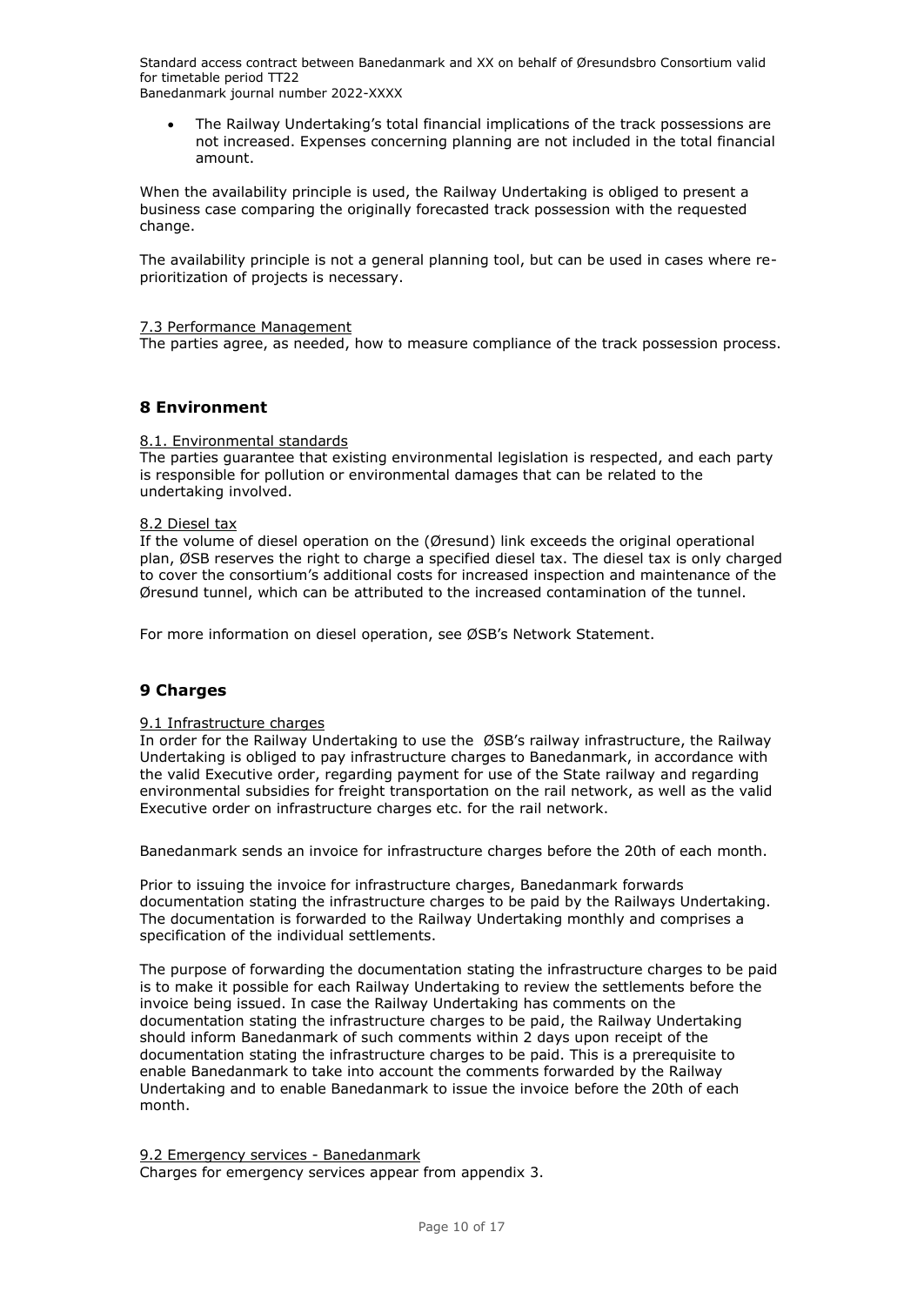- The Railway Undertaking's total financial implications of the track possessions are not increased. Expenses concerning planning are not included in the total financial amount.

When the availability principle is used, the Railway Undertaking is obliged to present a business case comparing the originally forecasted track possession with the requested change.

The availability principle is not a general planning tool, but can be used in cases where re-prioritization of projects is necessary.

7.3 Performance Management

The parties agree, as needed, how to measure compliance of the track possession process.

## 8 Environment

8.1. Environmental standards

The parties guarantee that existing environmental legislation is respected, and each party is responsible for pollution or environmental damages that can be related to the undertaking involved.

8.2 Diesel tax

If the volume of diesel operation on the (Øresund) link exceeds the original operational plan, ØSB reserves the right to charge a specified diesel tax. The diesel tax is only charged to cover the consortium's additional costs for increased inspection and maintenance of the Øresund tunnel, which can be attributed to the increased contamination of the tunnel.

For more information on diesel operation, see ØSB's Network Statement.

## 9 Charges

9.1 Infrastructure charges

In order for the Railway Undertaking to use the ØSB's railway infrastructure, the Railway Undertaking is obliged to pay infrastructure charges to Banedanmark, in accordance with the valid Executive order, regarding payment for use of the State railway and regarding environmental subsidies for freight transportation on the rail network, as well as the valid Executive order on infrastructure charges etc. for the rail network.

Banedanmark sends an invoice for infrastructure charges before the 20th of each month.

Prior to issuing the invoice for infrastructure charges, Banedanmark forwards documentation stating the infrastructure charges to be paid by the Railways Undertaking. The documentation is forwarded to the Railway Undertaking monthly and comprises a specification of the individual settlements.

The purpose of forwarding the documentation stating the infrastructure charges to be paid is to make it possible for each Railway Undertaking to review the settlements before the invoice being issued. In case the Railway Undertaking has comments on the documentation stating the infrastructure charges to be paid, the Railway Undertaking should inform Banedanmark of such comments within 2 days upon receipt of the documentation stating the infrastructure charges to be paid. This is a prerequisite to enable Banedanmark to take into account the comments forwarded by the Railway Undertaking and to enable Banedanmark to issue the invoice before the 20th of each month.

9.2 Emergency services - Banedanmark

Charges for emergency services appear from appendix 3.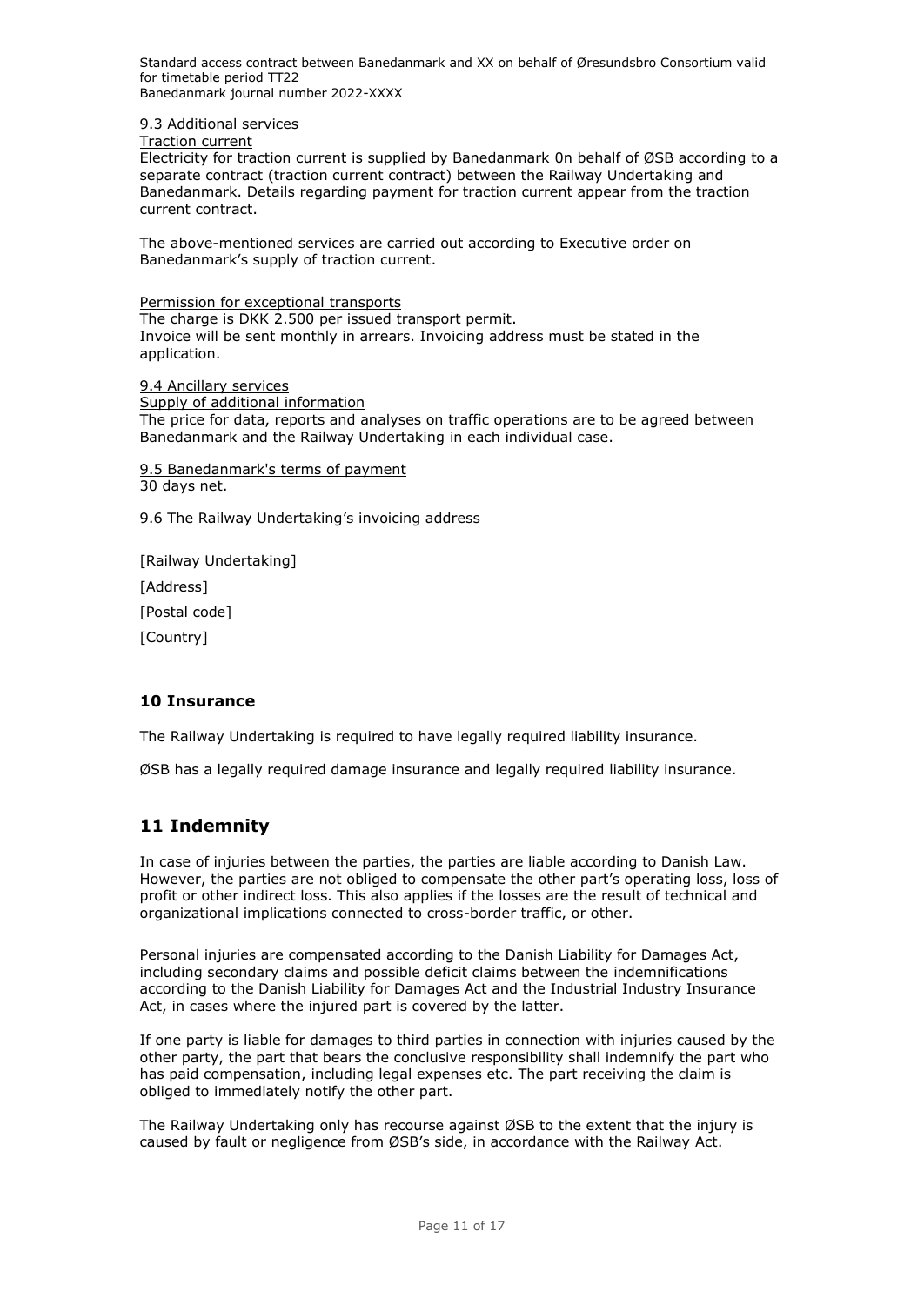9.3 Additional services

Traction current

Electricity for traction current is supplied by Banedanmark 0n behalf of ØSB according to a separate contract (traction current contract) between the Railway Undertaking and Banedanmark. Details regarding payment for traction current appear from the traction current contract.

The above-mentioned services are carried out according to Executive order on Banedanmark's supply of traction current.

Permission for exceptional transports

The charge is DKK 2.500 per issued transport permit.
Invoice will be sent monthly in arrears. Invoicing address must be stated in the application.

9.4 Ancillary services

Supply of additional information

The price for data, reports and analyses on traffic operations are to be agreed between Banedanmark and the Railway Undertaking in each individual case.

9.5 Banedanmark's terms of payment

30 days net.

9.6 The Railway Undertaking's invoicing address

[Railway Undertaking]

[Address]

[Postal code]

[Country]

### 10 Insurance

The Railway Undertaking is required to have legally required liability insurance.

ØSB has a legally required damage insurance and legally required liability insurance.

## 11 Indemnity

In case of injuries between the parties, the parties are liable according to Danish Law. However, the parties are not obliged to compensate the other part's operating loss, loss of profit or other indirect loss. This also applies if the losses are the result of technical and organizational implications connected to cross-border traffic, or other.

Personal injuries are compensated according to the Danish Liability for Damages Act, including secondary claims and possible deficit claims between the indemnifications according to the Danish Liability for Damages Act and the Industrial Industry Insurance Act, in cases where the injured part is covered by the latter.

If one party is liable for damages to third parties in connection with injuries caused by the other party, the part that bears the conclusive responsibility shall indemnify the part who has paid compensation, including legal expenses etc. The part receiving the claim is obliged to immediately notify the other part.

The Railway Undertaking only has recourse against ØSB to the extent that the injury is caused by fault or negligence from ØSB's side, in accordance with the Railway Act.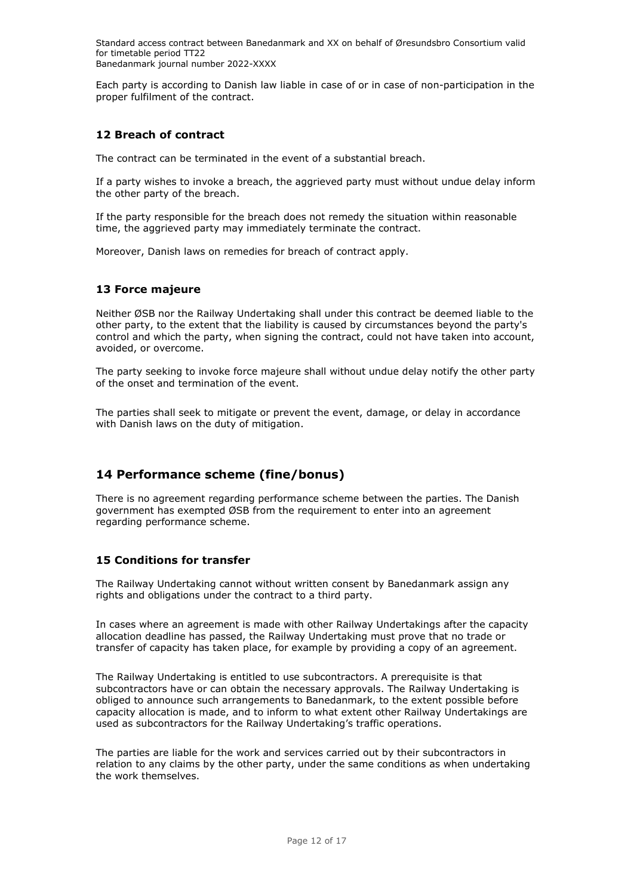Each party is according to Danish law liable in case of or in case of non-participation in the proper fulfilment of the contract.

### 12 Breach of contract

The contract can be terminated in the event of a substantial breach.

If a party wishes to invoke a breach, the aggrieved party must without undue delay inform the other party of the breach.

If the party responsible for the breach does not remedy the situation within reasonable time, the aggrieved party may immediately terminate the contract.

Moreover, Danish laws on remedies for breach of contract apply.

### 13 Force majeure

Neither ØSB nor the Railway Undertaking shall under this contract be deemed liable to the other party, to the extent that the liability is caused by circumstances beyond the party's control and which the party, when signing the contract, could not have taken into account, avoided, or overcome.

The party seeking to invoke force majeure shall without undue delay notify the other party of the onset and termination of the event.

The parties shall seek to mitigate or prevent the event, damage, or delay in accordance with Danish laws on the duty of mitigation.

## 14 Performance scheme (fine/bonus)

There is no agreement regarding performance scheme between the parties. The Danish government has exempted ØSB from the requirement to enter into an agreement regarding performance scheme.

### 15 Conditions for transfer

The Railway Undertaking cannot without written consent by Banedanmark assign any rights and obligations under the contract to a third party.

In cases where an agreement is made with other Railway Undertakings after the capacity allocation deadline has passed, the Railway Undertaking must prove that no trade or transfer of capacity has taken place, for example by providing a copy of an agreement.

The Railway Undertaking is entitled to use subcontractors. A prerequisite is that subcontractors have or can obtain the necessary approvals. The Railway Undertaking is obliged to announce such arrangements to Banedanmark, to the extent possible before capacity allocation is made, and to inform to what extent other Railway Undertakings are used as subcontractors for the Railway Undertaking's traffic operations.

The parties are liable for the work and services carried out by their subcontractors in relation to any claims by the other party, under the same conditions as when undertaking the work themselves.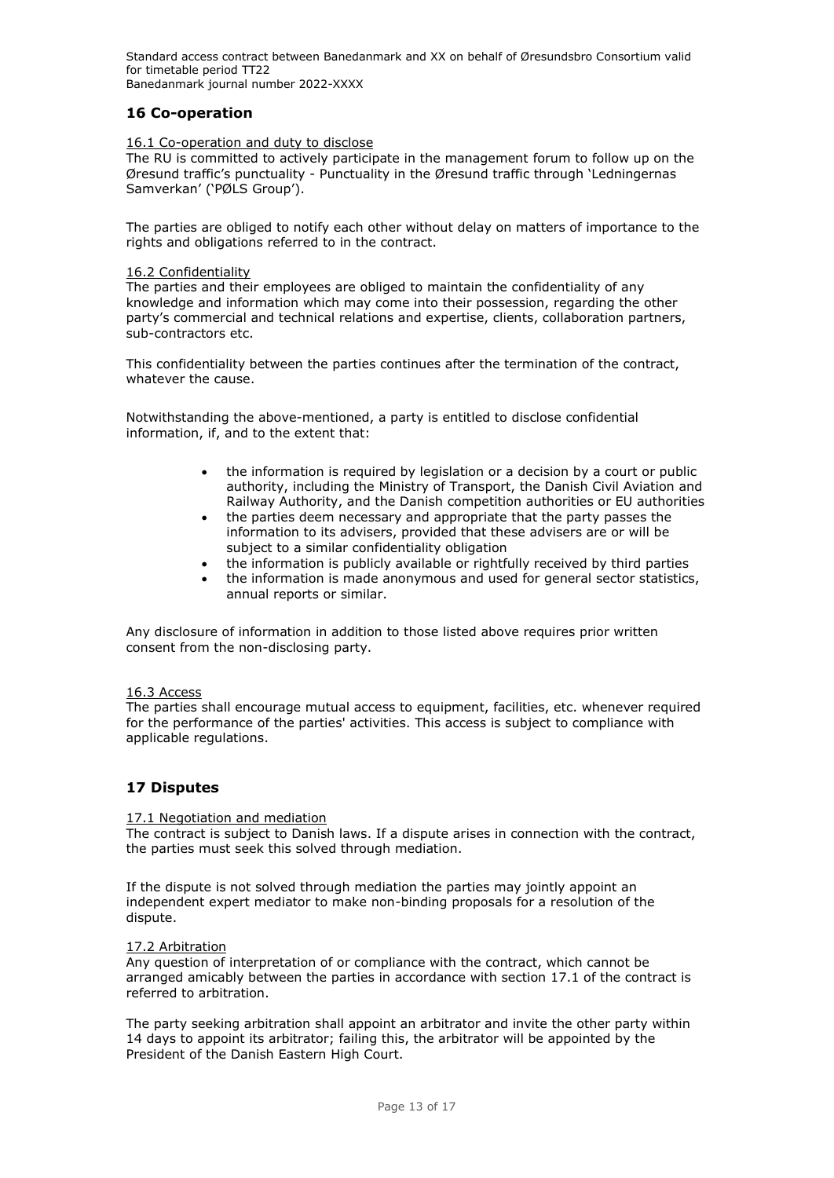## 16 Co-operation

16.1 Co-operation and duty to disclose

The RU is committed to actively participate in the management forum to follow up on the Øresund traffic's punctuality - Punctuality in the Øresund traffic through 'Ledningernas Samverkan' ('PØLS Group').

The parties are obliged to notify each other without delay on matters of importance to the rights and obligations referred to in the contract.

16.2 Confidentiality

The parties and their employees are obliged to maintain the confidentiality of any knowledge and information which may come into their possession, regarding the other party's commercial and technical relations and expertise, clients, collaboration partners, sub-contractors etc.

This confidentiality between the parties continues after the termination of the contract, whatever the cause.

Notwithstanding the above-mentioned, a party is entitled to disclose confidential information, if, and to the extent that:

- the information is required by legislation or a decision by a court or public authority, including the Ministry of Transport, the Danish Civil Aviation and Railway Authority, and the Danish competition authorities or EU authorities
- the parties deem necessary and appropriate that the party passes the information to its advisers, provided that these advisers are or will be subject to a similar confidentiality obligation
- the information is publicly available or rightfully received by third parties
- the information is made anonymous and used for general sector statistics, annual reports or similar.

Any disclosure of information in addition to those listed above requires prior written consent from the non-disclosing party.

16.3 Access

The parties shall encourage mutual access to equipment, facilities, etc. whenever required for the performance of the parties' activities. This access is subject to compliance with applicable regulations.

## 17 Disputes

17.1 Negotiation and mediation

The contract is subject to Danish laws. If a dispute arises in connection with the contract, the parties must seek this solved through mediation.

If the dispute is not solved through mediation the parties may jointly appoint an independent expert mediator to make non-binding proposals for a resolution of the dispute.

17.2 Arbitration

Any question of interpretation of or compliance with the contract, which cannot be arranged amicably between the parties in accordance with section 17.1 of the contract is referred to arbitration.

The party seeking arbitration shall appoint an arbitrator and invite the other party within 14 days to appoint its arbitrator; failing this, the arbitrator will be appointed by the President of the Danish Eastern High Court.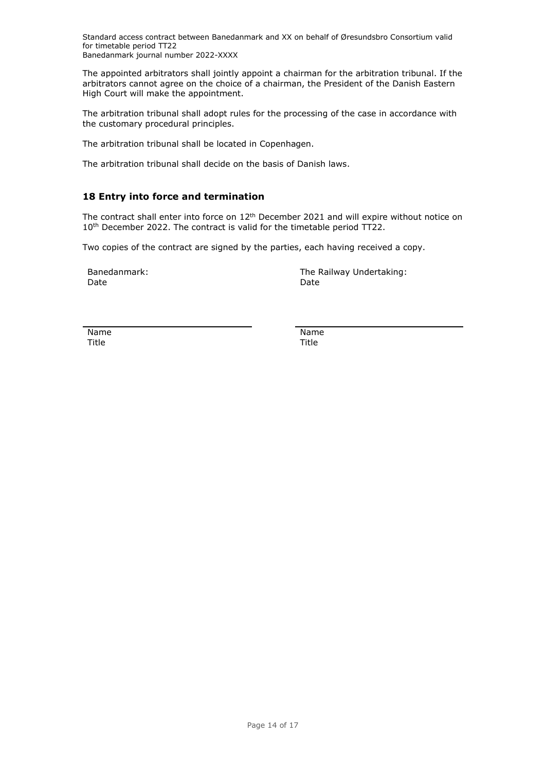The appointed arbitrators shall jointly appoint a chairman for the arbitration tribunal. If the arbitrators cannot agree on the choice of a chairman, the President of the Danish Eastern High Court will make the appointment.

The arbitration tribunal shall adopt rules for the processing of the case in accordance with the customary procedural principles.

The arbitration tribunal shall be located in Copenhagen.

The arbitration tribunal shall decide on the basis of Danish laws.

## 18 Entry into force and termination

The contract shall enter into force on 12th December 2021 and will expire without notice on 10th December 2022. The contract is valid for the timetable period TT22.

Two copies of the contract are signed by the parties, each having received a copy.

| Banedanmark:<br>Date | The Railway Undertaking:<br>Date |
| --- | --- |
| Name<br>Title | Name<br>Title |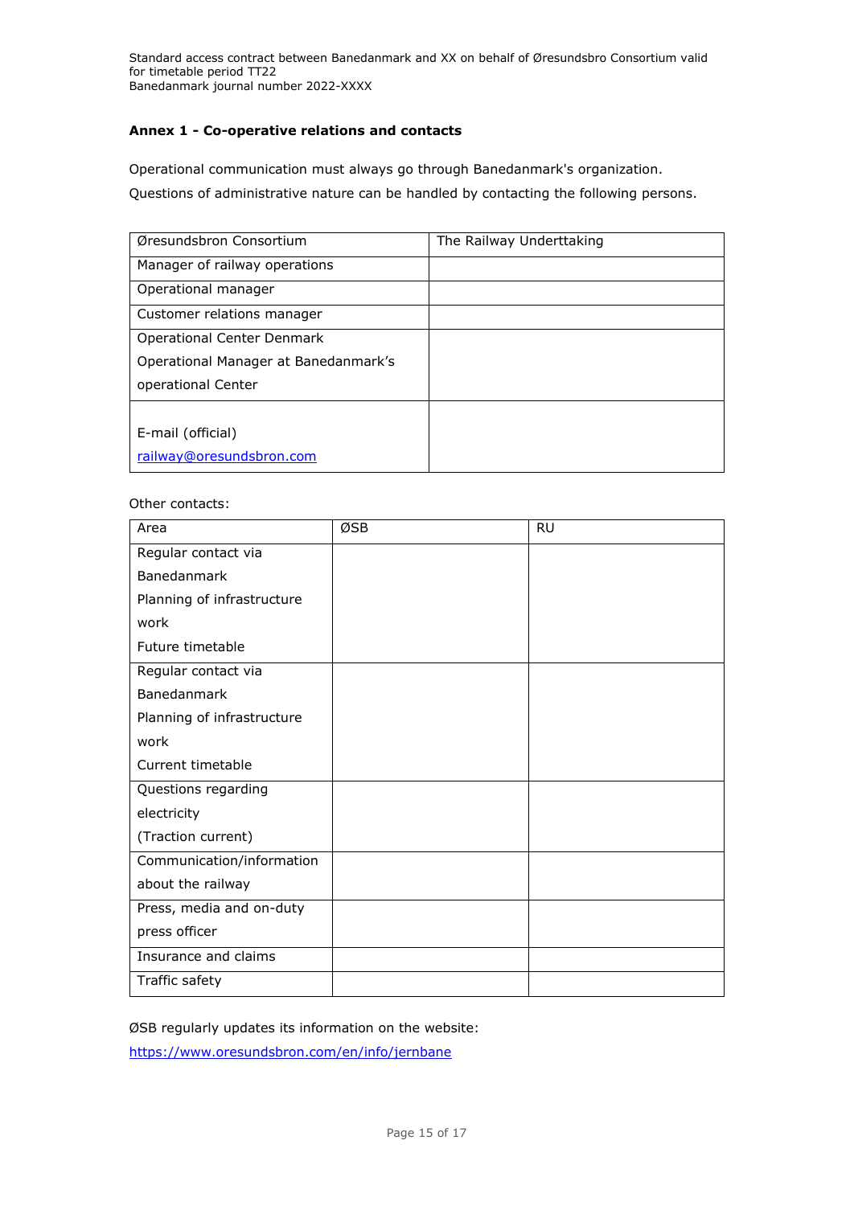**Annex 1 - Co-operative relations and contacts**

Operational communication must always go through Banedanmark's organization.

Questions of administrative nature can be handled by contacting the following persons.

| Øresundsbron Consortium | The Railway Underttaking |
|---|---|
| Manager of railway operations | |
| Operational manager | |
| Customer relations manager | |
| Operational Center Denmark<br>Operational Manager at Banedanmark's operational Center | |
| E-mail (official)<br>railway@oresundsbron.com | |

Other contacts:

| Area | ØSB | RU |
|---|---|---|
| Regular contact via Banedanmark<br>Planning of infrastructure work<br>Future timetable | | |
| Regular contact via Banedanmark<br>Planning of infrastructure work<br>Current timetable | | |
| Questions regarding electricity<br>(Traction current) | | |
| Communication/information about the railway | | |
| Press, media and on-duty press officer | | |
| Insurance and claims | | |
| Traffic safety | | |

ØSB regularly updates its information on the website:

https://www.oresundsbron.com/en/info/jernbane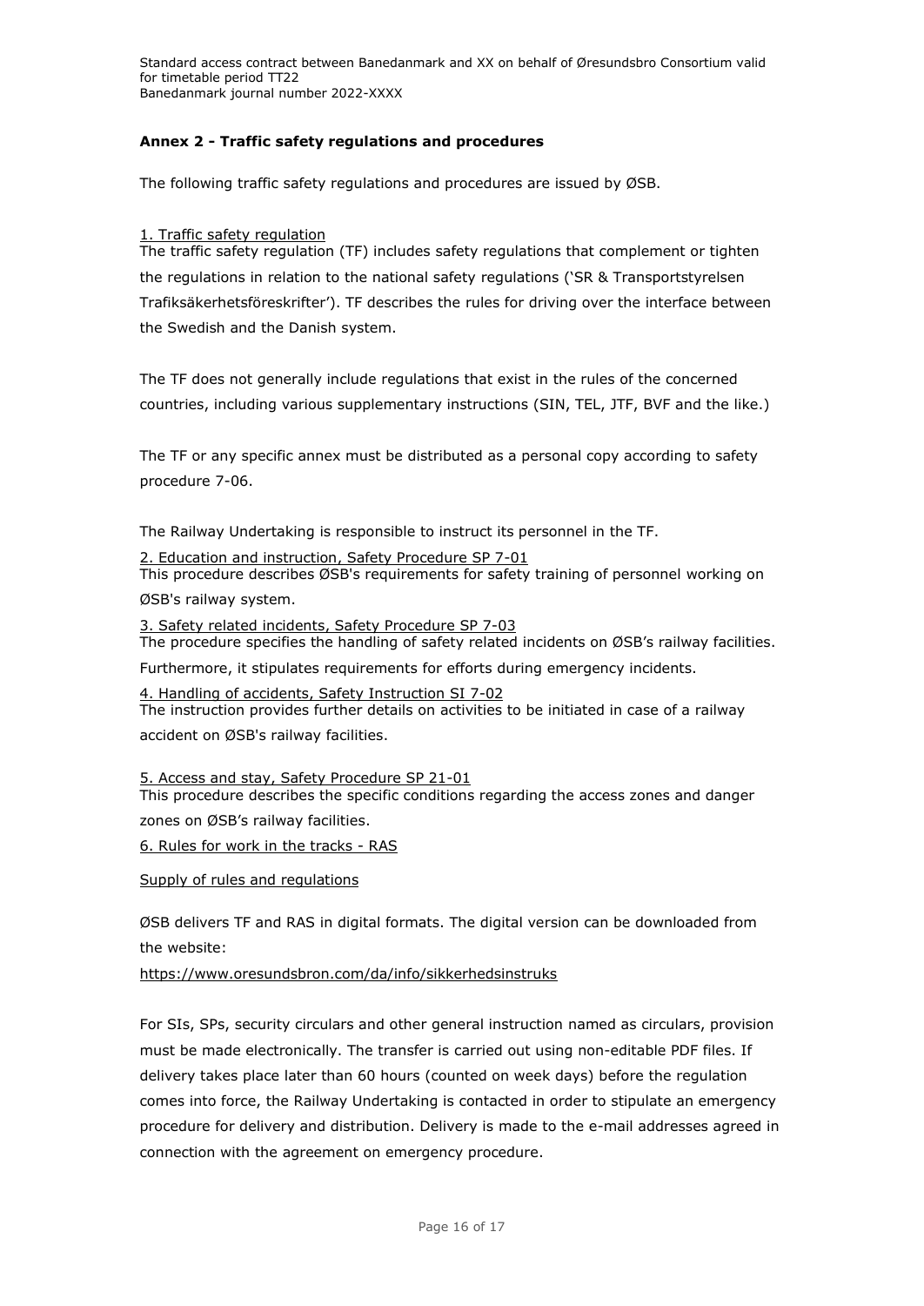**Annex 2 - Traffic safety regulations and procedures**

The following traffic safety regulations and procedures are issued by ØSB.

1. Traffic safety regulation

The traffic safety regulation (TF) includes safety regulations that complement or tighten the regulations in relation to the national safety regulations ('SR & Transportstyrelsen Trafiksäkerhetsföreskrifter'). TF describes the rules for driving over the interface between the Swedish and the Danish system.

The TF does not generally include regulations that exist in the rules of the concerned countries, including various supplementary instructions (SIN, TEL, JTF, BVF and the like.)

The TF or any specific annex must be distributed as a personal copy according to safety procedure 7-06.

The Railway Undertaking is responsible to instruct its personnel in the TF.

2. Education and instruction, Safety Procedure SP 7-01

This procedure describes ØSB's requirements for safety training of personnel working on ØSB's railway system.

3. Safety related incidents, Safety Procedure SP 7-03

The procedure specifies the handling of safety related incidents on ØSB's railway facilities. Furthermore, it stipulates requirements for efforts during emergency incidents.

4. Handling of accidents, Safety Instruction SI 7-02

The instruction provides further details on activities to be initiated in case of a railway accident on ØSB's railway facilities.

5. Access and stay, Safety Procedure SP 21-01

This procedure describes the specific conditions regarding the access zones and danger zones on ØSB's railway facilities.

6. Rules for work in the tracks - RAS

Supply of rules and regulations

ØSB delivers TF and RAS in digital formats. The digital version can be downloaded from the website:

https://www.oresundsbron.com/da/info/sikkerhedsinstruks

For SIs, SPs, security circulars and other general instruction named as circulars, provision must be made electronically. The transfer is carried out using non-editable PDF files. If delivery takes place later than 60 hours (counted on week days) before the regulation comes into force, the Railway Undertaking is contacted in order to stipulate an emergency procedure for delivery and distribution. Delivery is made to the e-mail addresses agreed in connection with the agreement on emergency procedure.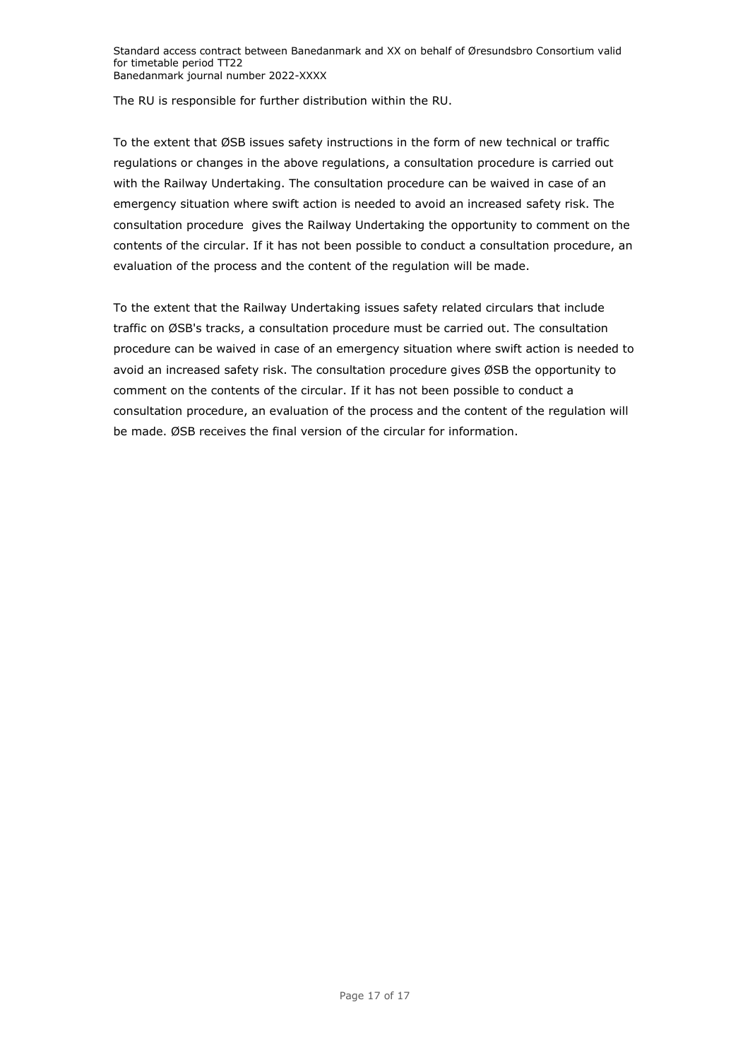The RU is responsible for further distribution within the RU.

To the extent that ØSB issues safety instructions in the form of new technical or traffic regulations or changes in the above regulations, a consultation procedure is carried out with the Railway Undertaking. The consultation procedure can be waived in case of an emergency situation where swift action is needed to avoid an increased safety risk. The consultation procedure gives the Railway Undertaking the opportunity to comment on the contents of the circular. If it has not been possible to conduct a consultation procedure, an evaluation of the process and the content of the regulation will be made.

To the extent that the Railway Undertaking issues safety related circulars that include traffic on ØSB's tracks, a consultation procedure must be carried out. The consultation procedure can be waived in case of an emergency situation where swift action is needed to avoid an increased safety risk. The consultation procedure gives ØSB the opportunity to comment on the contents of the circular. If it has not been possible to conduct a consultation procedure, an evaluation of the process and the content of the regulation will be made. ØSB receives the final version of the circular for information.